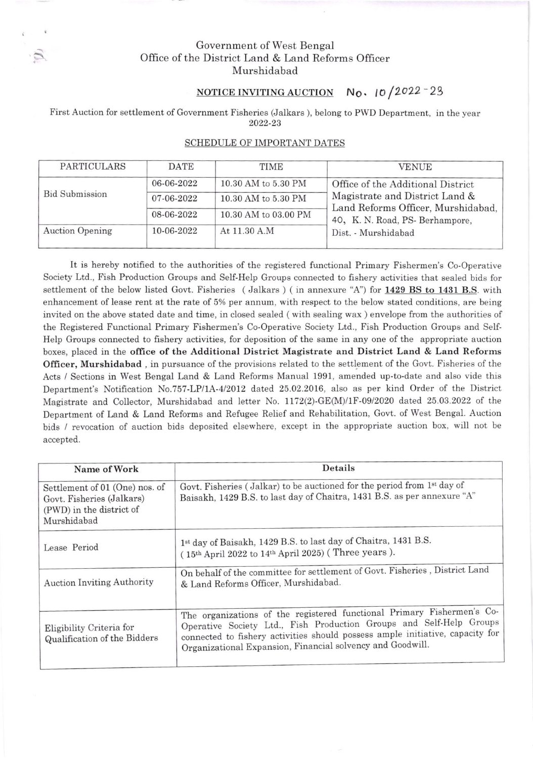Government of West Bengal

Office of the District Land & Land Reforms Officer

Murshidabad

**NOTICE INVITING AUCTION** No. 10/2022-23

First Auction for settlement of Government Fisheries (Jalkars ), belong to PWD Department, in the year 2022-23

SCHEDULE OF IMPORTANT DATES

| PARTICULARS | DATE | TIME | VENUE |
|---|---|---|---|
| Bid Submission | 06-06-2022 | 10.30 AM to 5.30 PM | Office of the Additional District Magistrate and District Land & Land Reforms Officer, Murshidabad, 40, K. N. Road, PS- Berhampore, Dist. - Murshidabad |
| | 07-06-2022 | 10.30 AM to 5.30 PM | |
| | 08-06-2022 | 10.30 AM to 03.00 PM | |
| Auction Opening | 10-06-2022 | At 11.30 A.M | |

It is hereby notified to the authorities of the registered functional Primary Fishermen's Co-Operative Society Ltd., Fish Production Groups and Self-Help Groups connected to fishery activities that sealed bids for settlement of the below listed Govt. Fisheries ( Jalkars ) ( in annexure "A") for **1429 BS to 1431 B.S**. with enhancement of lease rent at the rate of 5% per annum, with respect to the below stated conditions, are being invited on the above stated date and time, in closed sealed ( with sealing wax ) envelope from the authorities of the Registered Functional Primary Fishermen's Co-Operative Society Ltd., Fish Production Groups and Self-Help Groups connected to fishery activities, for deposition of the same in any one of the appropriate auction boxes, placed in the **office of the Additional District Magistrate and District Land & Land Reforms Officer, Murshidabad** , in pursuance of the provisions related to the settlement of the Govt. Fisheries of the Acts / Sections in West Bengal Land & Land Reforms Manual 1991, amended up-to-date and also vide this Department's Notification No.757-LP/1A-4/2012 dated 25.02.2016, also as per kind Order of the District Magistrate and Collector, Murshidabad and letter No. 1172(2)-GE(M)/1F-09/2020 dated 25.03.2022 of the Department of Land & Land Reforms and Refugee Relief and Rehabilitation, Govt. of West Bengal. Auction bids / revocation of auction bids deposited elsewhere, except in the appropriate auction box, will not be accepted.

| Name of Work | Details |
|---|---|
| Settlement of 01 (One) nos. of Govt. Fisheries (Jalkars) (PWD) in the district of Murshidabad | Govt. Fisheries ( Jalkar) to be auctioned for the period from 1st day of Baisakh, 1429 B.S. to last day of Chaitra, 1431 B.S. as per annexure "A" |
| Lease Period | 1st day of Baisakh, 1429 B.S. to last day of Chaitra, 1431 B.S. ( 15th April 2022 to 14th April 2025) ( Three years ). |
| Auction Inviting Authority | On behalf of the committee for settlement of Govt. Fisheries , District Land & Land Reforms Officer, Murshidabad. |
| Eligibility Criteria for Qualification of the Bidders | The organizations of the registered functional Primary Fishermen's Co-Operative Society Ltd., Fish Production Groups and Self-Help Groups connected to fishery activities should possess ample initiative, capacity for Organizational Expansion, Financial solvency and Goodwill. |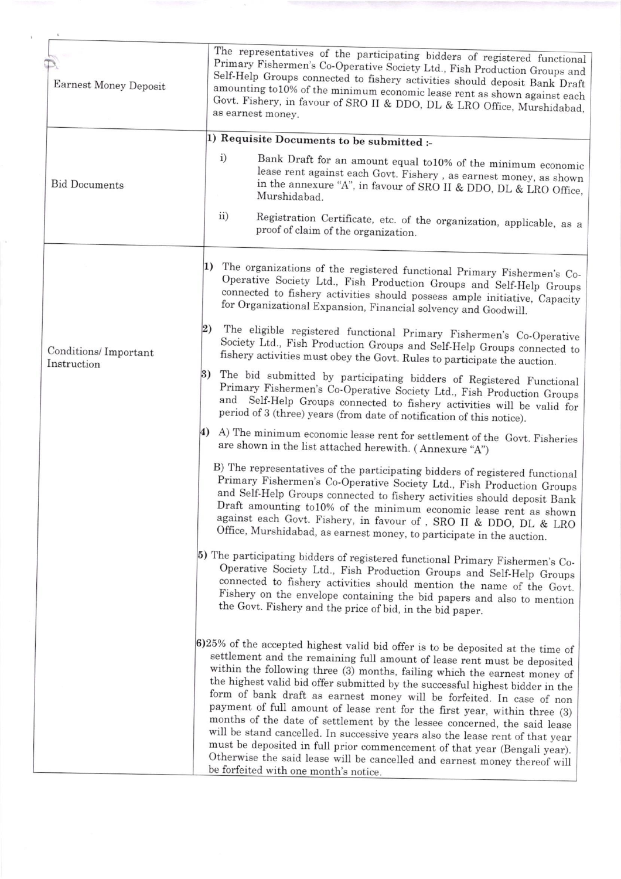| | |
|---|---|
| Earnest Money Deposit | The representatives of the participating bidders of registered functional Primary Fishermen's Co-Operative Society Ltd., Fish Production Groups and Self-Help Groups connected to fishery activities should deposit Bank Draft amounting to10% of the minimum economic lease rent as shown against each Govt. Fishery, in favour of SRO II & DDO, DL & LRO Office, Murshidabad, as earnest money. |
| Bid Documents | **1) Requisite Documents to be submitted :-**<br><br>i) Bank Draft for an amount equal to10% of the minimum economic lease rent against each Govt. Fishery , as earnest money, as shown in the annexure "A", in favour of SRO II & DDO, DL & LRO Office, Murshidabad.<br><br>ii) Registration Certificate, etc. of the organization, applicable, as a proof of claim of the organization. |
| Conditions/ Important Instruction | **1)** The organizations of the registered functional Primary Fishermen's Co-Operative Society Ltd., Fish Production Groups and Self-Help Groups connected to fishery activities should possess ample initiative, Capacity for Organizational Expansion, Financial solvency and Goodwill.<br><br>**2)** The eligible registered functional Primary Fishermen's Co-Operative Society Ltd., Fish Production Groups and Self-Help Groups connected to fishery activities must obey the Govt. Rules to participate the auction.<br><br>**3)** The bid submitted by participating bidders of Registered Functional Primary Fishermen's Co-Operative Society Ltd., Fish Production Groups and Self-Help Groups connected to fishery activities will be valid for period of 3 (three) years (from date of notification of this notice).<br><br>**4)** A) The minimum economic lease rent for settlement of the Govt. Fisheries are shown in the list attached herewith. ( Annexure "A")<br><br>B) The representatives of the participating bidders of registered functional Primary Fishermen's Co-Operative Society Ltd., Fish Production Groups and Self-Help Groups connected to fishery activities should deposit Bank Draft amounting to10% of the minimum economic lease rent as shown against each Govt. Fishery, in favour of , SRO II & DDO, DL & LRO Office, Murshidabad, as earnest money, to participate in the auction.<br><br>**5)** The participating bidders of registered functional Primary Fishermen's Co-Operative Society Ltd., Fish Production Groups and Self-Help Groups connected to fishery activities should mention the name of the Govt. Fishery on the envelope containing the bid papers and also to mention the Govt. Fishery and the price of bid, in the bid paper.<br><br>**6)**25% of the accepted highest valid bid offer is to be deposited at the time of settlement and the remaining full amount of lease rent must be deposited within the following three (3) months, failing which the earnest money of the highest valid bid offer submitted by the successful highest bidder in the form of bank draft as earnest money will be forfeited. In case of non payment of full amount of lease rent for the first year, within three (3) months of the date of settlement by the lessee concerned, the said lease will be stand cancelled. In successive years also the lease rent of that year must be deposited in full prior commencement of that year (Bengali year). Otherwise the said lease will be cancelled and earnest money thereof will be forfeited with one month's notice. |